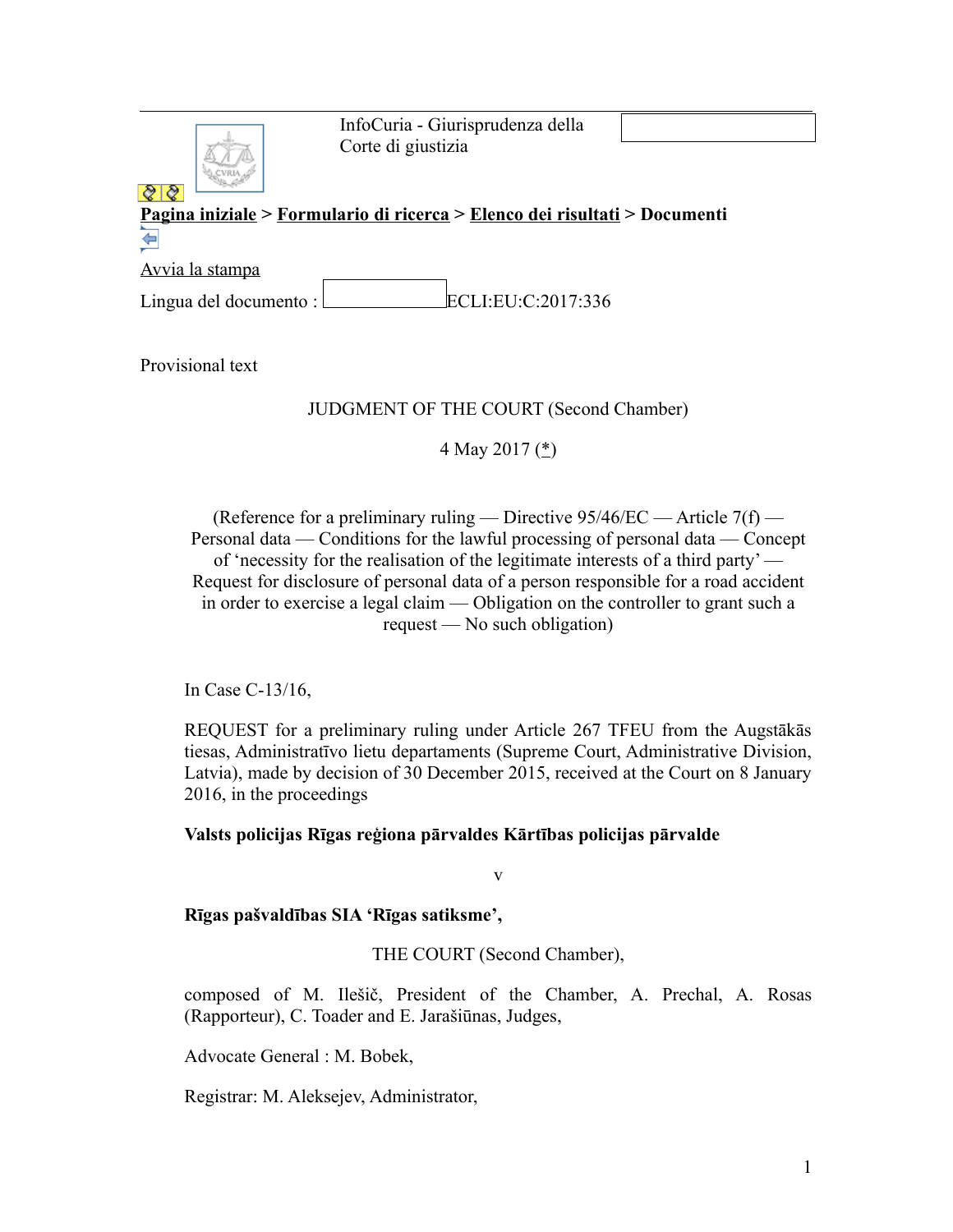InfoCuria - Giurisprudenza della Corte di giustizia

Pagina iniziale > Formulario di ricerca > Elenco dei risultati > Documenti

Avvia la stampa

Lingua del documento : ECLI:EU:C:2017:336

Provisional text

JUDGMENT OF THE COURT (Second Chamber)

4 May 2017 (*)

(Reference for a preliminary ruling — Directive 95/46/EC — Article 7(f) — Personal data — Conditions for the lawful processing of personal data — Concept of 'necessity for the realisation of the legitimate interests of a third party' — Request for disclosure of personal data of a person responsible for a road accident in order to exercise a legal claim — Obligation on the controller to grant such a request — No such obligation)

In Case C-13/16,

REQUEST for a preliminary ruling under Article 267 TFEU from the Augstākās tiesas, Administratīvo lietu departaments (Supreme Court, Administrative Division, Latvia), made by decision of 30 December 2015, received at the Court on 8 January 2016, in the proceedings

**Valsts policijas Rīgas reģiona pārvaldes Kārtības policijas pārvalde**

v

**Rīgas pašvaldības SIA 'Rīgas satiksme',**

THE COURT (Second Chamber),

composed of M. Ilešič, President of the Chamber, A. Prechal, A. Rosas (Rapporteur), C. Toader and E. Jarašiūnas, Judges,

Advocate General : M. Bobek,

Registrar: M. Aleksejev, Administrator,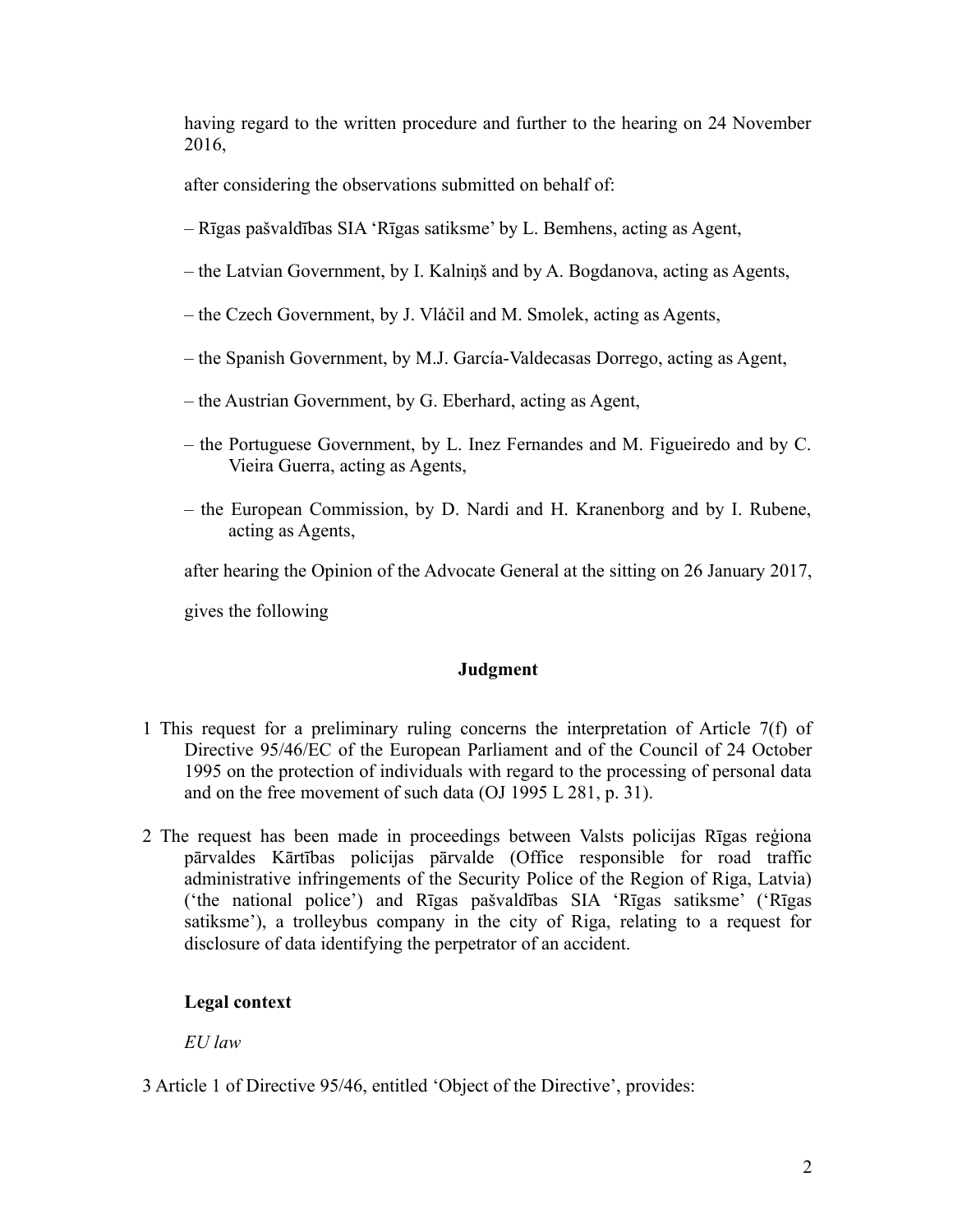having regard to the written procedure and further to the hearing on 24 November 2016,

after considering the observations submitted on behalf of:

– Rīgas pašvaldības SIA 'Rīgas satiksme' by L. Bemhens, acting as Agent,

– the Latvian Government, by I. Kalniņš and by A. Bogdanova, acting as Agents,

– the Czech Government, by J. Vláčil and M. Smolek, acting as Agents,

– the Spanish Government, by M.J. García-Valdecasas Dorrego, acting as Agent,

– the Austrian Government, by G. Eberhard, acting as Agent,

– the Portuguese Government, by L. Inez Fernandes and M. Figueiredo and by C. Vieira Guerra, acting as Agents,

– the European Commission, by D. Nardi and H. Kranenborg and by I. Rubene, acting as Agents,

after hearing the Opinion of the Advocate General at the sitting on 26 January 2017,

gives the following

## Judgment

1 This request for a preliminary ruling concerns the interpretation of Article 7(f) of Directive 95/46/EC of the European Parliament and of the Council of 24 October 1995 on the protection of individuals with regard to the processing of personal data and on the free movement of such data (OJ 1995 L 281, p. 31).

2 The request has been made in proceedings between Valsts policijas Rīgas reģiona pārvaldes Kārtības policijas pārvalde (Office responsible for road traffic administrative infringements of the Security Police of the Region of Riga, Latvia) ('the national police') and Rīgas pašvaldības SIA 'Rīgas satiksme' ('Rīgas satiksme'), a trolleybus company in the city of Riga, relating to a request for disclosure of data identifying the perpetrator of an accident.

### Legal context

*EU law*

3 Article 1 of Directive 95/46, entitled 'Object of the Directive', provides: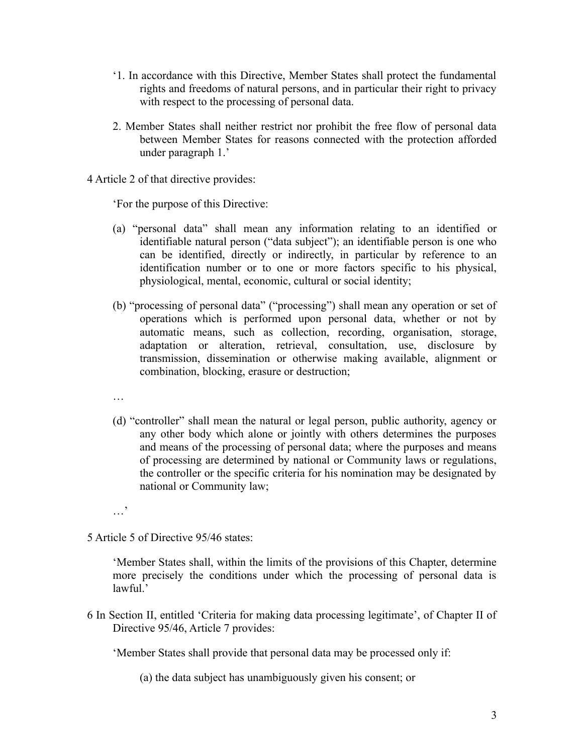‘1. In accordance with this Directive, Member States shall protect the fundamental rights and freedoms of natural persons, and in particular their right to privacy with respect to the processing of personal data.

2. Member States shall neither restrict nor prohibit the free flow of personal data between Member States for reasons connected with the protection afforded under paragraph 1.’

4 Article 2 of that directive provides:

‘For the purpose of this Directive:

(a) “personal data” shall mean any information relating to an identified or identifiable natural person (“data subject”); an identifiable person is one who can be identified, directly or indirectly, in particular by reference to an identification number or to one or more factors specific to his physical, physiological, mental, economic, cultural or social identity;

(b) “processing of personal data” (“processing”) shall mean any operation or set of operations which is performed upon personal data, whether or not by automatic means, such as collection, recording, organisation, storage, adaptation or alteration, retrieval, consultation, use, disclosure by transmission, dissemination or otherwise making available, alignment or combination, blocking, erasure or destruction;

…

(d) “controller” shall mean the natural or legal person, public authority, agency or any other body which alone or jointly with others determines the purposes and means of the processing of personal data; where the purposes and means of processing are determined by national or Community laws or regulations, the controller or the specific criteria for his nomination may be designated by national or Community law;

…’

5 Article 5 of Directive 95/46 states:

‘Member States shall, within the limits of the provisions of this Chapter, determine more precisely the conditions under which the processing of personal data is lawful.’

6 In Section II, entitled ‘Criteria for making data processing legitimate’, of Chapter II of Directive 95/46, Article 7 provides:

‘Member States shall provide that personal data may be processed only if:

(a) the data subject has unambiguously given his consent; or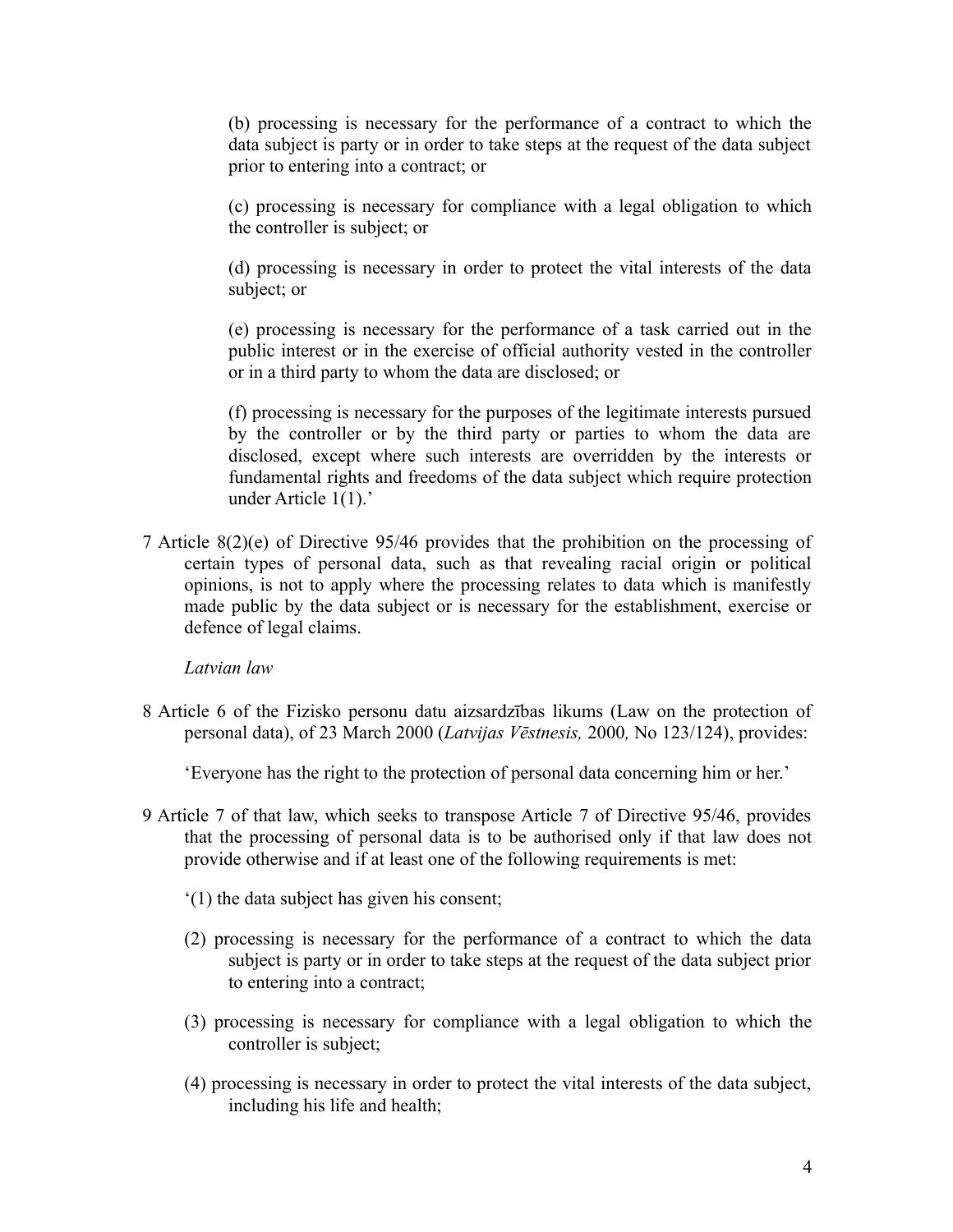(b) processing is necessary for the performance of a contract to which the data subject is party or in order to take steps at the request of the data subject prior to entering into a contract; or

(c) processing is necessary for compliance with a legal obligation to which the controller is subject; or

(d) processing is necessary in order to protect the vital interests of the data subject; or

(e) processing is necessary for the performance of a task carried out in the public interest or in the exercise of official authority vested in the controller or in a third party to whom the data are disclosed; or

(f) processing is necessary for the purposes of the legitimate interests pursued by the controller or by the third party or parties to whom the data are disclosed, except where such interests are overridden by the interests or fundamental rights and freedoms of the data subject which require protection under Article 1(1).'

7 Article 8(2)(e) of Directive 95/46 provides that the prohibition on the processing of certain types of personal data, such as that revealing racial origin or political opinions, is not to apply where the processing relates to data which is manifestly made public by the data subject or is necessary for the establishment, exercise or defence of legal claims.

*Latvian law*

8 Article 6 of the Fizisko personu datu aizsardzības likums (Law on the protection of personal data), of 23 March 2000 (*Latvijas Vēstnesis,* 2000*,* No 123/124), provides:

'Everyone has the right to the protection of personal data concerning him or her.'

9 Article 7 of that law, which seeks to transpose Article 7 of Directive 95/46, provides that the processing of personal data is to be authorised only if that law does not provide otherwise and if at least one of the following requirements is met:

'(1) the data subject has given his consent;

(2) processing is necessary for the performance of a contract to which the data subject is party or in order to take steps at the request of the data subject prior to entering into a contract;

(3) processing is necessary for compliance with a legal obligation to which the controller is subject;

(4) processing is necessary in order to protect the vital interests of the data subject, including his life and health;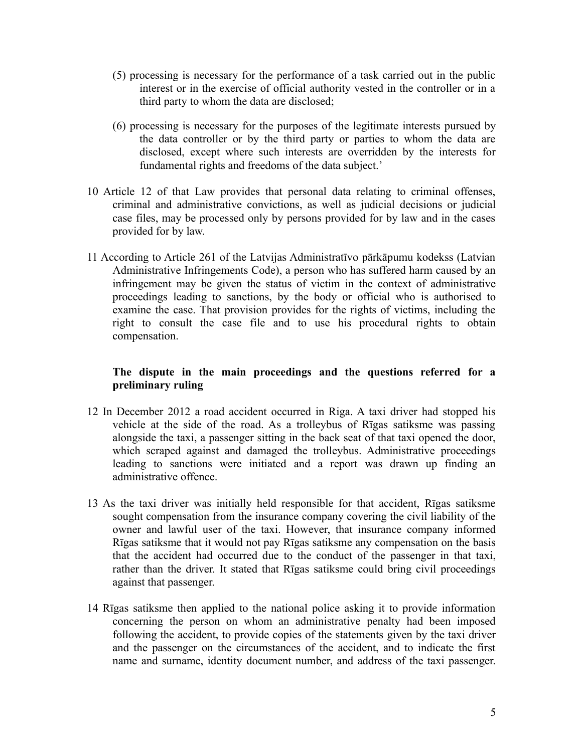(5) processing is necessary for the performance of a task carried out in the public interest or in the exercise of official authority vested in the controller or in a third party to whom the data are disclosed;

(6) processing is necessary for the purposes of the legitimate interests pursued by the data controller or by the third party or parties to whom the data are disclosed, except where such interests are overridden by the interests for fundamental rights and freedoms of the data subject.'

10 Article 12 of that Law provides that personal data relating to criminal offenses, criminal and administrative convictions, as well as judicial decisions or judicial case files, may be processed only by persons provided for by law and in the cases provided for by law.

11 According to Article 261 of the Latvijas Administratīvo pārkāpumu kodekss (Latvian Administrative Infringements Code), a person who has suffered harm caused by an infringement may be given the status of victim in the context of administrative proceedings leading to sanctions, by the body or official who is authorised to examine the case. That provision provides for the rights of victims, including the right to consult the case file and to use his procedural rights to obtain compensation.

**The dispute in the main proceedings and the questions referred for a preliminary ruling**

12 In December 2012 a road accident occurred in Riga. A taxi driver had stopped his vehicle at the side of the road. As a trolleybus of Rīgas satiksme was passing alongside the taxi, a passenger sitting in the back seat of that taxi opened the door, which scraped against and damaged the trolleybus. Administrative proceedings leading to sanctions were initiated and a report was drawn up finding an administrative offence.

13 As the taxi driver was initially held responsible for that accident, Rīgas satiksme sought compensation from the insurance company covering the civil liability of the owner and lawful user of the taxi. However, that insurance company informed Rīgas satiksme that it would not pay Rīgas satiksme any compensation on the basis that the accident had occurred due to the conduct of the passenger in that taxi, rather than the driver. It stated that Rīgas satiksme could bring civil proceedings against that passenger.

14 Rīgas satiksme then applied to the national police asking it to provide information concerning the person on whom an administrative penalty had been imposed following the accident, to provide copies of the statements given by the taxi driver and the passenger on the circumstances of the accident, and to indicate the first name and surname, identity document number, and address of the taxi passenger.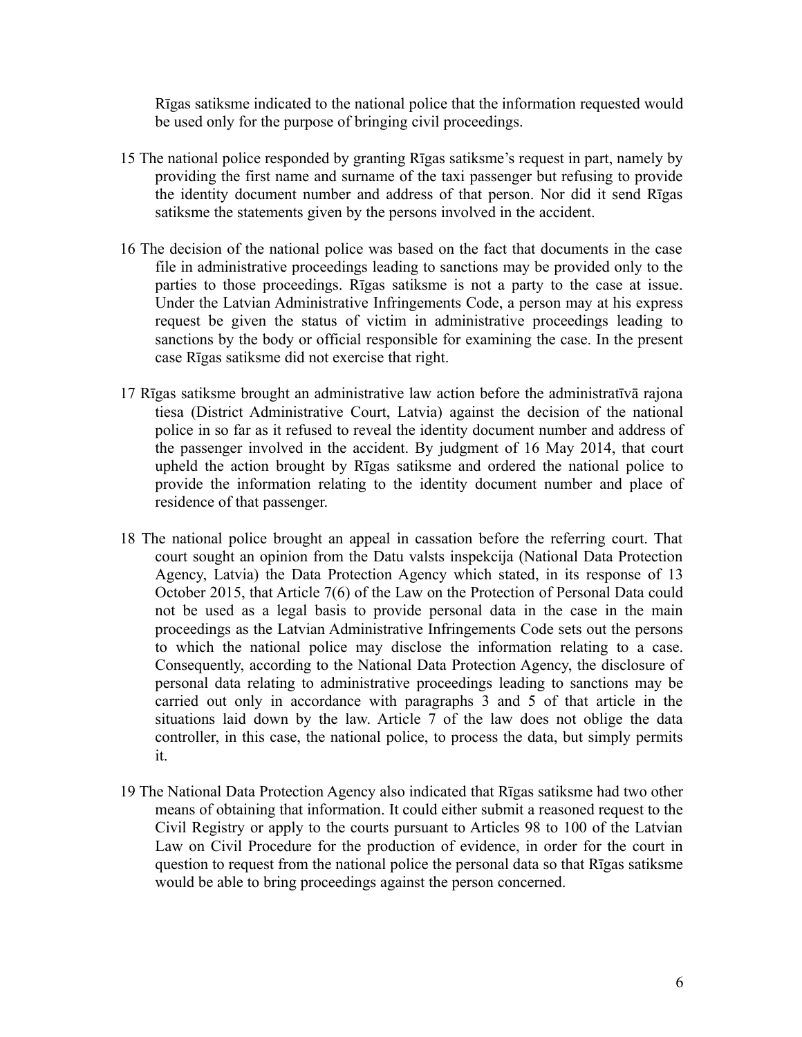Rīgas satiksme indicated to the national police that the information requested would be used only for the purpose of bringing civil proceedings.

15 The national police responded by granting Rīgas satiksme's request in part, namely by providing the first name and surname of the taxi passenger but refusing to provide the identity document number and address of that person. Nor did it send Rīgas satiksme the statements given by the persons involved in the accident.

16 The decision of the national police was based on the fact that documents in the case file in administrative proceedings leading to sanctions may be provided only to the parties to those proceedings. Rīgas satiksme is not a party to the case at issue. Under the Latvian Administrative Infringements Code, a person may at his express request be given the status of victim in administrative proceedings leading to sanctions by the body or official responsible for examining the case. In the present case Rīgas satiksme did not exercise that right.

17 Rīgas satiksme brought an administrative law action before the administratīvā rajona tiesa (District Administrative Court, Latvia) against the decision of the national police in so far as it refused to reveal the identity document number and address of the passenger involved in the accident. By judgment of 16 May 2014, that court upheld the action brought by Rīgas satiksme and ordered the national police to provide the information relating to the identity document number and place of residence of that passenger.

18 The national police brought an appeal in cassation before the referring court. That court sought an opinion from the Datu valsts inspekcija (National Data Protection Agency, Latvia) the Data Protection Agency which stated, in its response of 13 October 2015, that Article 7(6) of the Law on the Protection of Personal Data could not be used as a legal basis to provide personal data in the case in the main proceedings as the Latvian Administrative Infringements Code sets out the persons to which the national police may disclose the information relating to a case. Consequently, according to the National Data Protection Agency, the disclosure of personal data relating to administrative proceedings leading to sanctions may be carried out only in accordance with paragraphs 3 and 5 of that article in the situations laid down by the law. Article 7 of the law does not oblige the data controller, in this case, the national police, to process the data, but simply permits it.

19 The National Data Protection Agency also indicated that Rīgas satiksme had two other means of obtaining that information. It could either submit a reasoned request to the Civil Registry or apply to the courts pursuant to Articles 98 to 100 of the Latvian Law on Civil Procedure for the production of evidence, in order for the court in question to request from the national police the personal data so that Rīgas satiksme would be able to bring proceedings against the person concerned.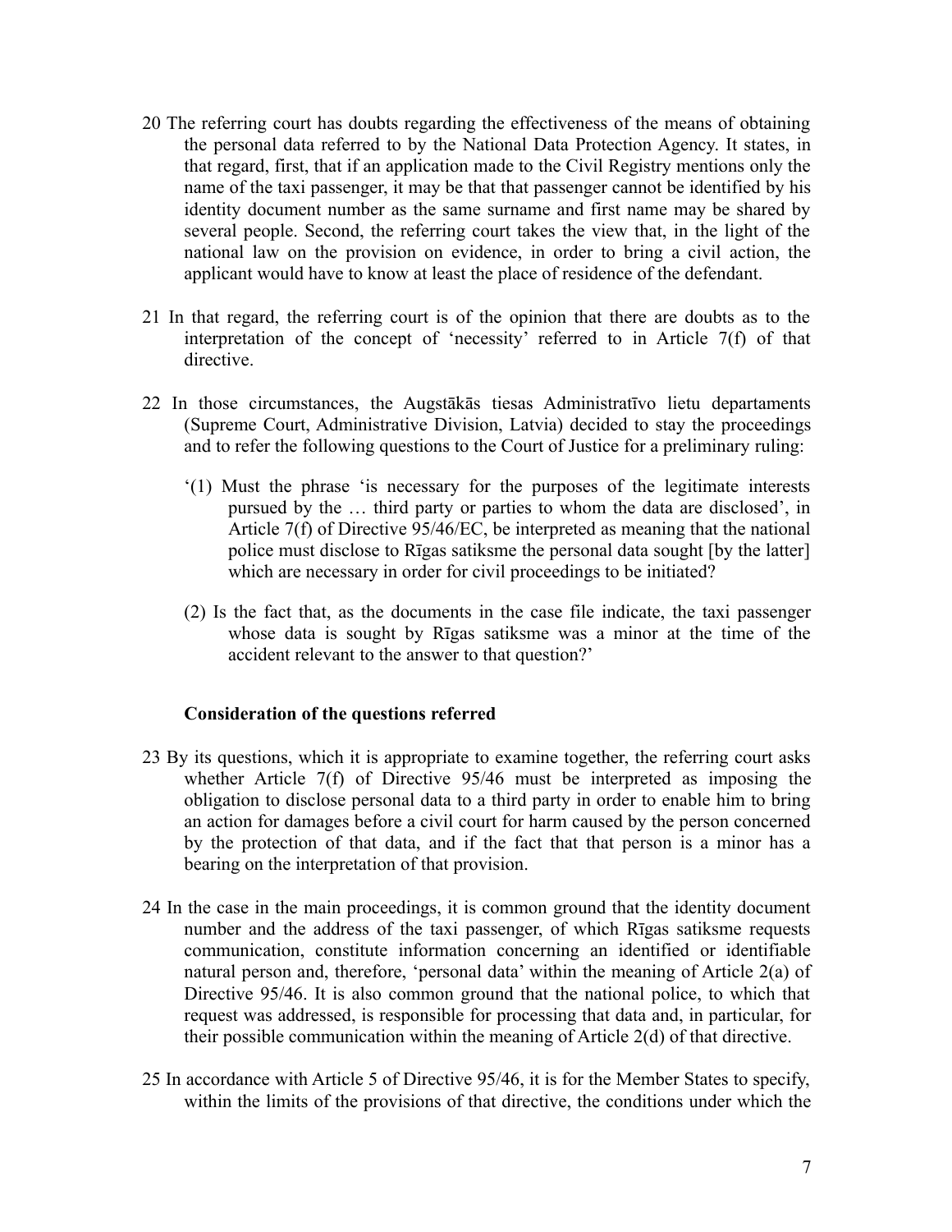20 The referring court has doubts regarding the effectiveness of the means of obtaining the personal data referred to by the National Data Protection Agency. It states, in that regard, first, that if an application made to the Civil Registry mentions only the name of the taxi passenger, it may be that that passenger cannot be identified by his identity document number as the same surname and first name may be shared by several people. Second, the referring court takes the view that, in the light of the national law on the provision on evidence, in order to bring a civil action, the applicant would have to know at least the place of residence of the defendant.

21 In that regard, the referring court is of the opinion that there are doubts as to the interpretation of the concept of 'necessity' referred to in Article 7(f) of that directive.

22 In those circumstances, the Augstākās tiesas Administratīvo lietu departaments (Supreme Court, Administrative Division, Latvia) decided to stay the proceedings and to refer the following questions to the Court of Justice for a preliminary ruling:

'(1) Must the phrase 'is necessary for the purposes of the legitimate interests pursued by the … third party or parties to whom the data are disclosed', in Article 7(f) of Directive 95/46/EC, be interpreted as meaning that the national police must disclose to Rīgas satiksme the personal data sought [by the latter] which are necessary in order for civil proceedings to be initiated?

(2) Is the fact that, as the documents in the case file indicate, the taxi passenger whose data is sought by Rīgas satiksme was a minor at the time of the accident relevant to the answer to that question?'

**Consideration of the questions referred**

23 By its questions, which it is appropriate to examine together, the referring court asks whether Article 7(f) of Directive 95/46 must be interpreted as imposing the obligation to disclose personal data to a third party in order to enable him to bring an action for damages before a civil court for harm caused by the person concerned by the protection of that data, and if the fact that that person is a minor has a bearing on the interpretation of that provision.

24 In the case in the main proceedings, it is common ground that the identity document number and the address of the taxi passenger, of which Rīgas satiksme requests communication, constitute information concerning an identified or identifiable natural person and, therefore, 'personal data' within the meaning of Article 2(a) of Directive 95/46. It is also common ground that the national police, to which that request was addressed, is responsible for processing that data and, in particular, for their possible communication within the meaning of Article 2(d) of that directive.

25 In accordance with Article 5 of Directive 95/46, it is for the Member States to specify, within the limits of the provisions of that directive, the conditions under which the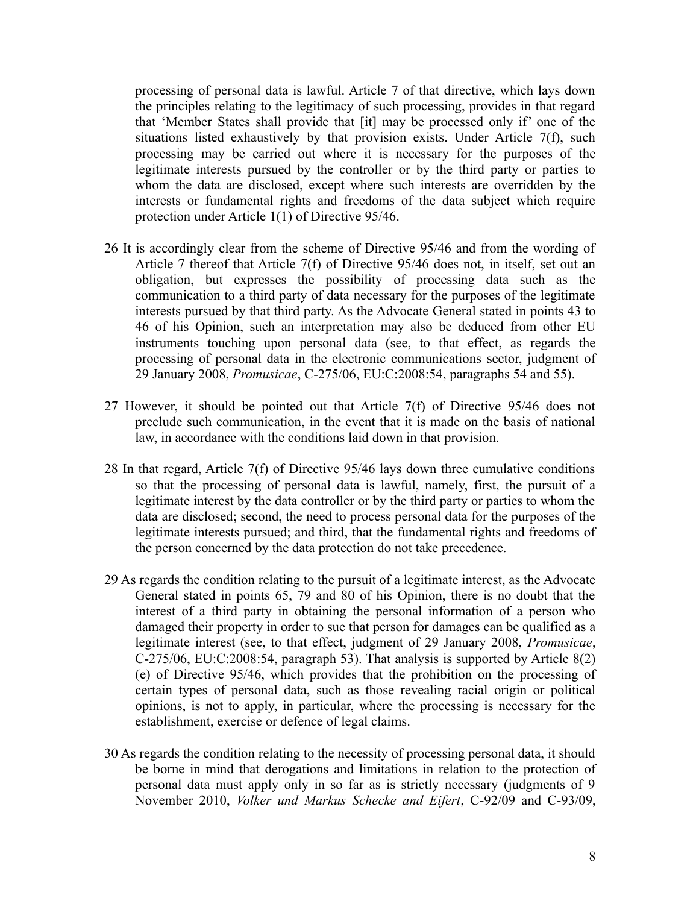processing of personal data is lawful. Article 7 of that directive, which lays down the principles relating to the legitimacy of such processing, provides in that regard that 'Member States shall provide that [it] may be processed only if' one of the situations listed exhaustively by that provision exists. Under Article 7(f), such processing may be carried out where it is necessary for the purposes of the legitimate interests pursued by the controller or by the third party or parties to whom the data are disclosed, except where such interests are overridden by the interests or fundamental rights and freedoms of the data subject which require protection under Article 1(1) of Directive 95/46.

26 It is accordingly clear from the scheme of Directive 95/46 and from the wording of Article 7 thereof that Article 7(f) of Directive 95/46 does not, in itself, set out an obligation, but expresses the possibility of processing data such as the communication to a third party of data necessary for the purposes of the legitimate interests pursued by that third party. As the Advocate General stated in points 43 to 46 of his Opinion, such an interpretation may also be deduced from other EU instruments touching upon personal data (see, to that effect, as regards the processing of personal data in the electronic communications sector, judgment of 29 January 2008, *Promusicae*, C-275/06, EU:C:2008:54, paragraphs 54 and 55).

27 However, it should be pointed out that Article 7(f) of Directive 95/46 does not preclude such communication, in the event that it is made on the basis of national law, in accordance with the conditions laid down in that provision.

28 In that regard, Article 7(f) of Directive 95/46 lays down three cumulative conditions so that the processing of personal data is lawful, namely, first, the pursuit of a legitimate interest by the data controller or by the third party or parties to whom the data are disclosed; second, the need to process personal data for the purposes of the legitimate interests pursued; and third, that the fundamental rights and freedoms of the person concerned by the data protection do not take precedence.

29 As regards the condition relating to the pursuit of a legitimate interest, as the Advocate General stated in points 65, 79 and 80 of his Opinion, there is no doubt that the interest of a third party in obtaining the personal information of a person who damaged their property in order to sue that person for damages can be qualified as a legitimate interest (see, to that effect, judgment of 29 January 2008, *Promusicae*, C-275/06, EU:C:2008:54, paragraph 53). That analysis is supported by Article 8(2)(e) of Directive 95/46, which provides that the prohibition on the processing of certain types of personal data, such as those revealing racial origin or political opinions, is not to apply, in particular, where the processing is necessary for the establishment, exercise or defence of legal claims.

30 As regards the condition relating to the necessity of processing personal data, it should be borne in mind that derogations and limitations in relation to the protection of personal data must apply only in so far as is strictly necessary (judgments of 9 November 2010, *Volker und Markus Schecke and Eifert*, C-92/09 and C-93/09,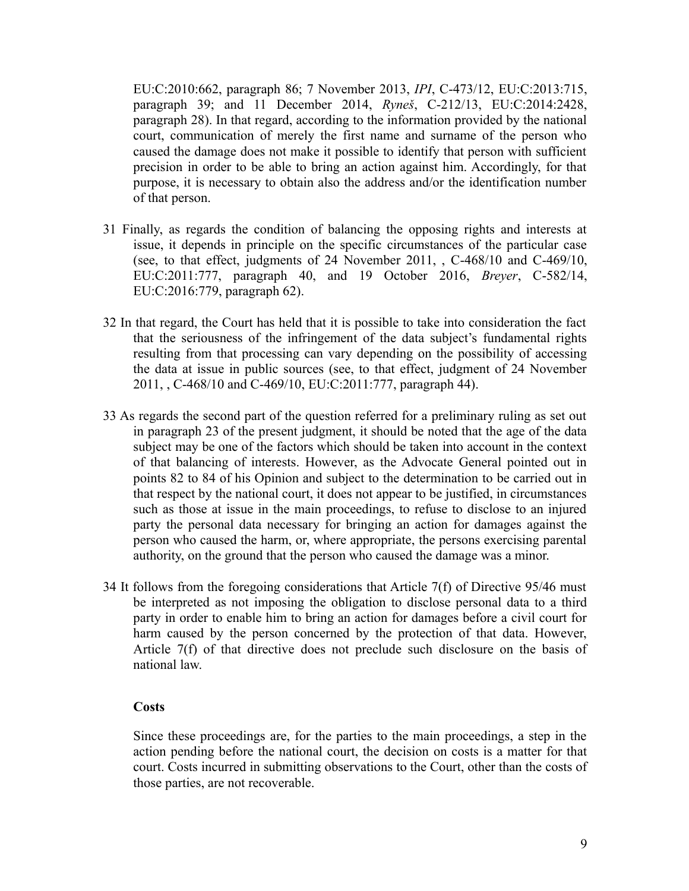EU:C:2010:662, paragraph 86; 7 November 2013, *IPI*, C-473/12, EU:C:2013:715, paragraph 39; and 11 December 2014, *Ryneš*, C-212/13, EU:C:2014:2428, paragraph 28). In that regard, according to the information provided by the national court, communication of merely the first name and surname of the person who caused the damage does not make it possible to identify that person with sufficient precision in order to be able to bring an action against him. Accordingly, for that purpose, it is necessary to obtain also the address and/or the identification number of that person.

31 Finally, as regards the condition of balancing the opposing rights and interests at issue, it depends in principle on the specific circumstances of the particular case (see, to that effect, judgments of 24 November 2011, , C-468/10 and C-469/10, EU:C:2011:777, paragraph 40, and 19 October 2016, *Breyer*, C-582/14, EU:C:2016:779, paragraph 62).

32 In that regard, the Court has held that it is possible to take into consideration the fact that the seriousness of the infringement of the data subject's fundamental rights resulting from that processing can vary depending on the possibility of accessing the data at issue in public sources (see, to that effect, judgment of 24 November 2011, , C-468/10 and C-469/10, EU:C:2011:777, paragraph 44).

33 As regards the second part of the question referred for a preliminary ruling as set out in paragraph 23 of the present judgment, it should be noted that the age of the data subject may be one of the factors which should be taken into account in the context of that balancing of interests. However, as the Advocate General pointed out in points 82 to 84 of his Opinion and subject to the determination to be carried out in that respect by the national court, it does not appear to be justified, in circumstances such as those at issue in the main proceedings, to refuse to disclose to an injured party the personal data necessary for bringing an action for damages against the person who caused the harm, or, where appropriate, the persons exercising parental authority, on the ground that the person who caused the damage was a minor.

34 It follows from the foregoing considerations that Article 7(f) of Directive 95/46 must be interpreted as not imposing the obligation to disclose personal data to a third party in order to enable him to bring an action for damages before a civil court for harm caused by the person concerned by the protection of that data. However, Article 7(f) of that directive does not preclude such disclosure on the basis of national law.

**Costs**

Since these proceedings are, for the parties to the main proceedings, a step in the action pending before the national court, the decision on costs is a matter for that court. Costs incurred in submitting observations to the Court, other than the costs of those parties, are not recoverable.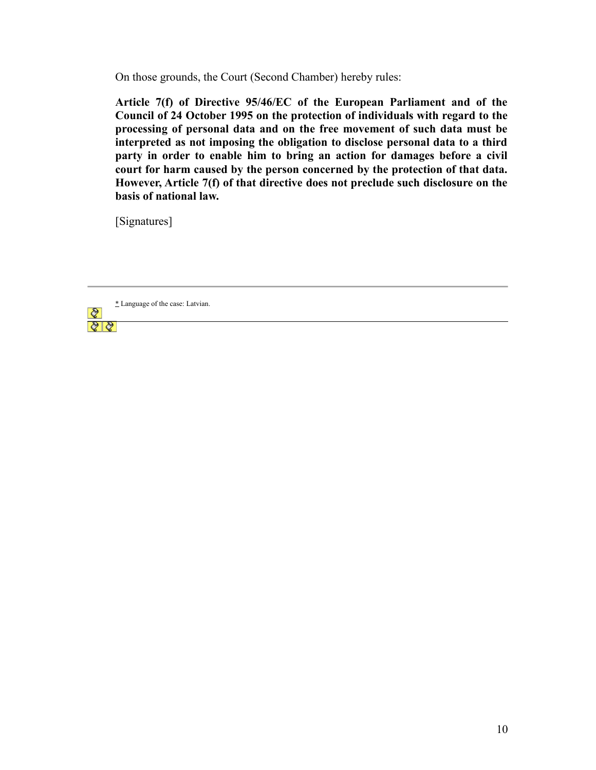On those grounds, the Court (Second Chamber) hereby rules:

**Article 7(f) of Directive 95/46/EC of the European Parliament and of the Council of 24 October 1995 on the protection of individuals with regard to the processing of personal data and on the free movement of such data must be interpreted as not imposing the obligation to disclose personal data to a third party in order to enable him to bring an action for damages before a civil court for harm caused by the person concerned by the protection of that data. However, Article 7(f) of that directive does not preclude such disclosure on the basis of national law.**

[Signatures]

---

* Language of the case: Latvian.